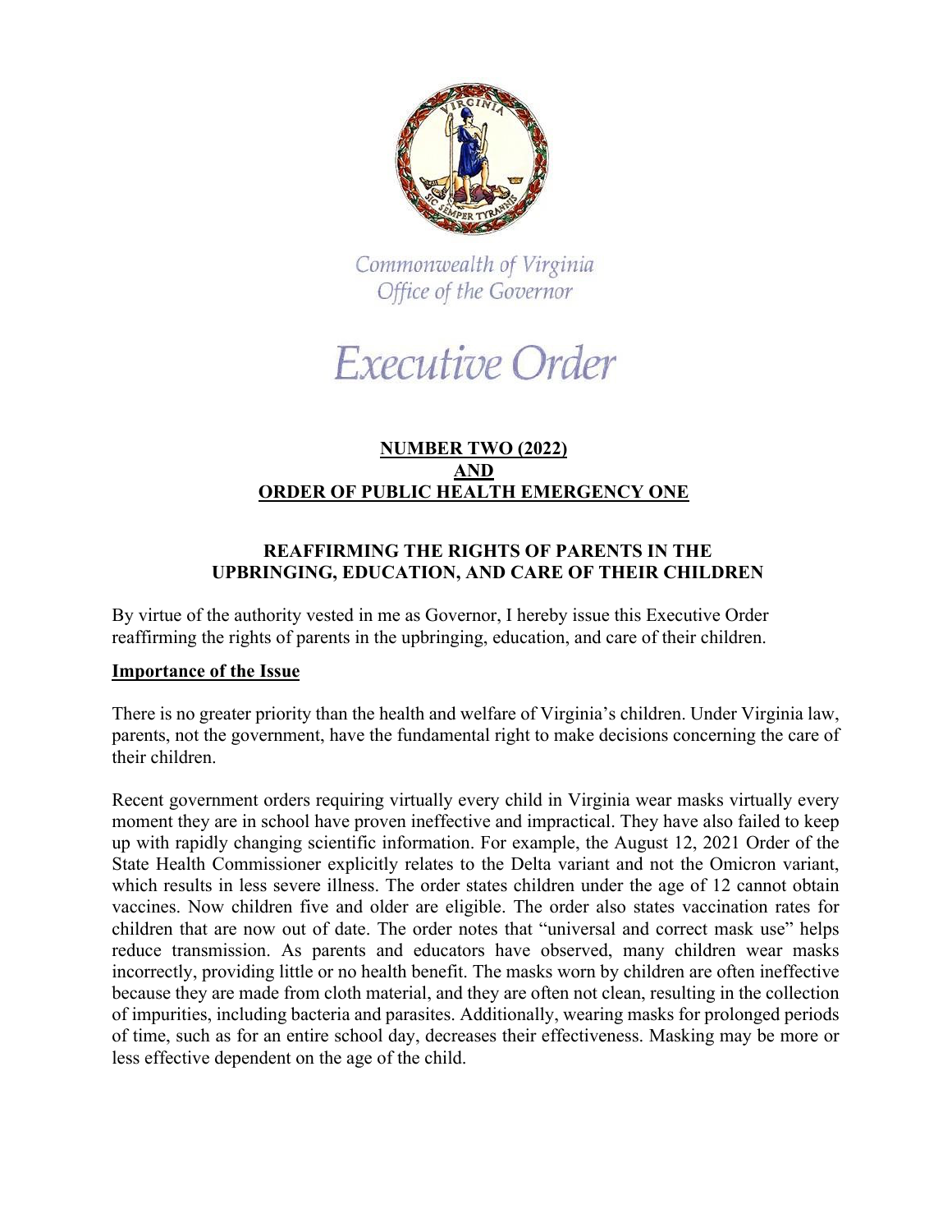Commonwealth of Virginia
Office of the Governor

# Executive Order

## NUMBER TWO (2022) AND ORDER OF PUBLIC HEALTH EMERGENCY ONE

## REAFFIRMING THE RIGHTS OF PARENTS IN THE UPBRINGING, EDUCATION, AND CARE OF THEIR CHILDREN

By virtue of the authority vested in me as Governor, I hereby issue this Executive Order reaffirming the rights of parents in the upbringing, education, and care of their children.

### Importance of the Issue

There is no greater priority than the health and welfare of Virginia's children. Under Virginia law, parents, not the government, have the fundamental right to make decisions concerning the care of their children.

Recent government orders requiring virtually every child in Virginia wear masks virtually every moment they are in school have proven ineffective and impractical. They have also failed to keep up with rapidly changing scientific information. For example, the August 12, 2021 Order of the State Health Commissioner explicitly relates to the Delta variant and not the Omicron variant, which results in less severe illness. The order states children under the age of 12 cannot obtain vaccines. Now children five and older are eligible. The order also states vaccination rates for children that are now out of date. The order notes that "universal and correct mask use" helps reduce transmission. As parents and educators have observed, many children wear masks incorrectly, providing little or no health benefit. The masks worn by children are often ineffective because they are made from cloth material, and they are often not clean, resulting in the collection of impurities, including bacteria and parasites. Additionally, wearing masks for prolonged periods of time, such as for an entire school day, decreases their effectiveness. Masking may be more or less effective dependent on the age of the child.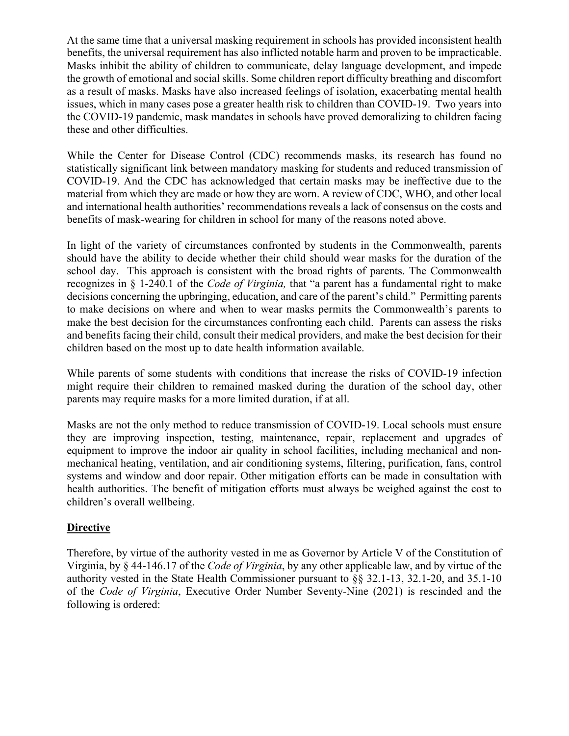At the same time that a universal masking requirement in schools has provided inconsistent health benefits, the universal requirement has also inflicted notable harm and proven to be impracticable. Masks inhibit the ability of children to communicate, delay language development, and impede the growth of emotional and social skills. Some children report difficulty breathing and discomfort as a result of masks. Masks have also increased feelings of isolation, exacerbating mental health issues, which in many cases pose a greater health risk to children than COVID-19. Two years into the COVID-19 pandemic, mask mandates in schools have proved demoralizing to children facing these and other difficulties.

While the Center for Disease Control (CDC) recommends masks, its research has found no statistically significant link between mandatory masking for students and reduced transmission of COVID-19. And the CDC has acknowledged that certain masks may be ineffective due to the material from which they are made or how they are worn. A review of CDC, WHO, and other local and international health authorities' recommendations reveals a lack of consensus on the costs and benefits of mask-wearing for children in school for many of the reasons noted above.

In light of the variety of circumstances confronted by students in the Commonwealth, parents should have the ability to decide whether their child should wear masks for the duration of the school day. This approach is consistent with the broad rights of parents. The Commonwealth recognizes in § 1-240.1 of the *Code of Virginia,* that "a parent has a fundamental right to make decisions concerning the upbringing, education, and care of the parent's child." Permitting parents to make decisions on where and when to wear masks permits the Commonwealth's parents to make the best decision for the circumstances confronting each child. Parents can assess the risks and benefits facing their child, consult their medical providers, and make the best decision for their children based on the most up to date health information available.

While parents of some students with conditions that increase the risks of COVID-19 infection might require their children to remained masked during the duration of the school day, other parents may require masks for a more limited duration, if at all.

Masks are not the only method to reduce transmission of COVID-19. Local schools must ensure they are improving inspection, testing, maintenance, repair, replacement and upgrades of equipment to improve the indoor air quality in school facilities, including mechanical and non-mechanical heating, ventilation, and air conditioning systems, filtering, purification, fans, control systems and window and door repair. Other mitigation efforts can be made in consultation with health authorities. The benefit of mitigation efforts must always be weighed against the cost to children's overall wellbeing.

## **Directive**

Therefore, by virtue of the authority vested in me as Governor by Article V of the Constitution of Virginia, by § 44-146.17 of the *Code of Virginia*, by any other applicable law, and by virtue of the authority vested in the State Health Commissioner pursuant to §§ 32.1-13, 32.1-20, and 35.1-10 of the *Code of Virginia*, Executive Order Number Seventy-Nine (2021) is rescinded and the following is ordered: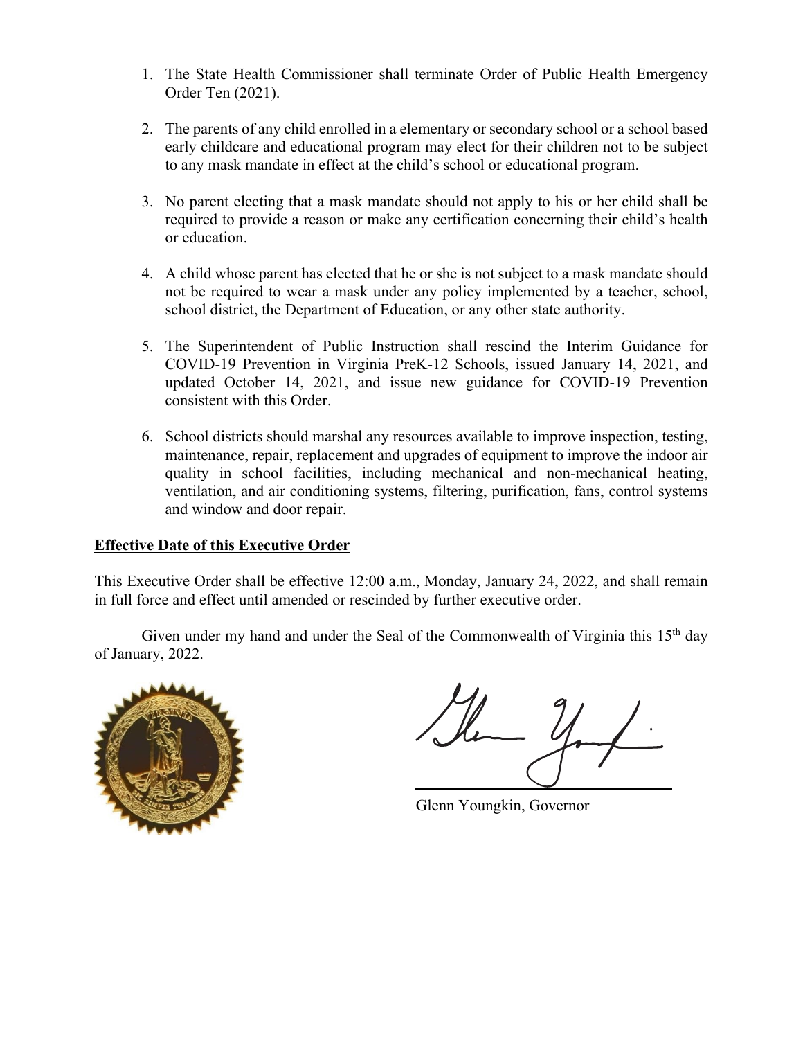1. The State Health Commissioner shall terminate Order of Public Health Emergency Order Ten (2021).

2. The parents of any child enrolled in a elementary or secondary school or a school based early childcare and educational program may elect for their children not to be subject to any mask mandate in effect at the child's school or educational program.

3. No parent electing that a mask mandate should not apply to his or her child shall be required to provide a reason or make any certification concerning their child's health or education.

4. A child whose parent has elected that he or she is not subject to a mask mandate should not be required to wear a mask under any policy implemented by a teacher, school, school district, the Department of Education, or any other state authority.

5. The Superintendent of Public Instruction shall rescind the Interim Guidance for COVID-19 Prevention in Virginia PreK-12 Schools, issued January 14, 2021, and updated October 14, 2021, and issue new guidance for COVID-19 Prevention consistent with this Order.

6. School districts should marshal any resources available to improve inspection, testing, maintenance, repair, replacement and upgrades of equipment to improve the indoor air quality in school facilities, including mechanical and non-mechanical heating, ventilation, and air conditioning systems, filtering, purification, fans, control systems and window and door repair.

**Effective Date of this Executive Order**

This Executive Order shall be effective 12:00 a.m., Monday, January 24, 2022, and shall remain in full force and effect until amended or rescinded by further executive order.

Given under my hand and under the Seal of the Commonwealth of Virginia this 15th day of January, 2022.

Glenn Youngkin, Governor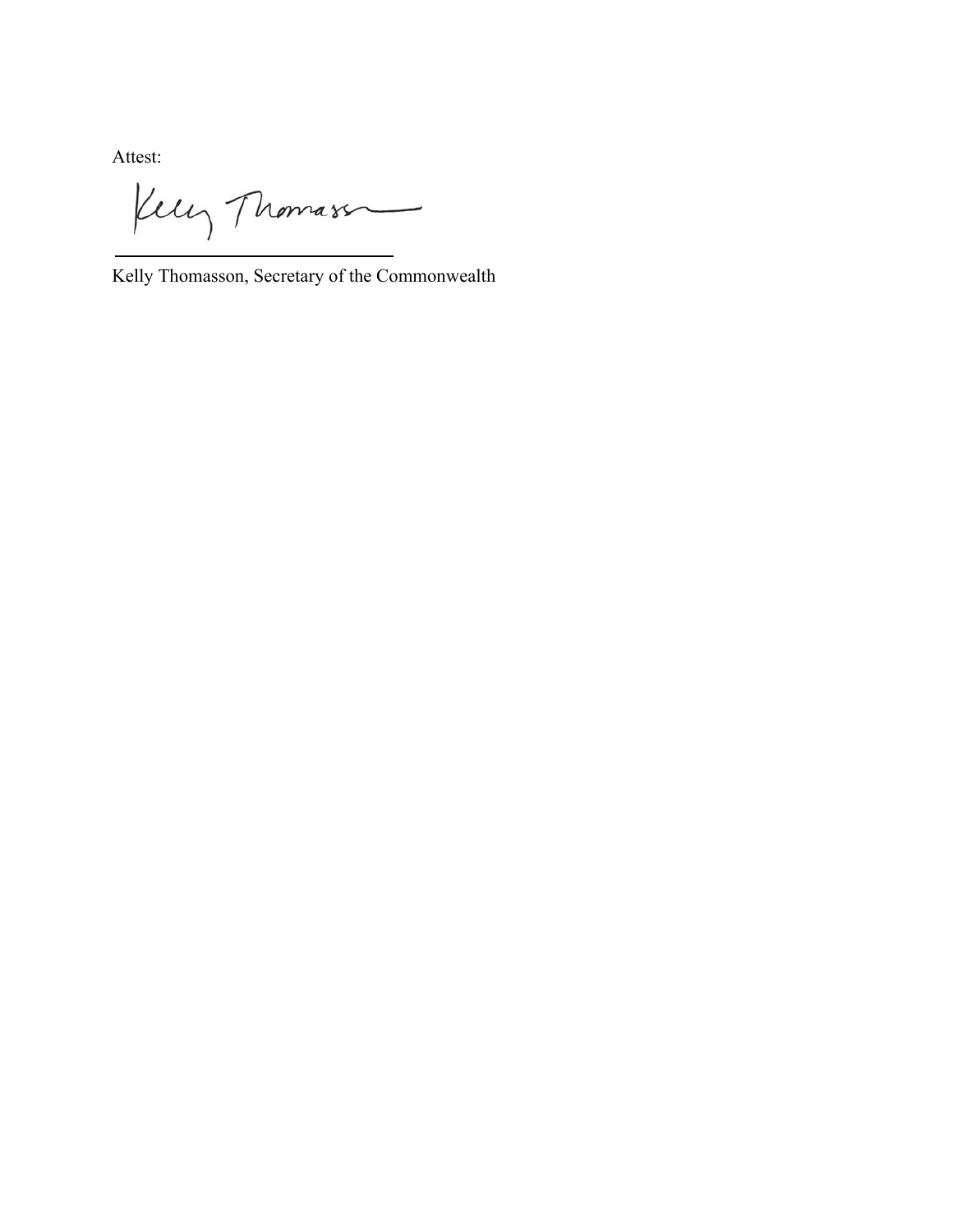Attest:

Kelly Thomasson

Kelly Thomasson, Secretary of the Commonwealth